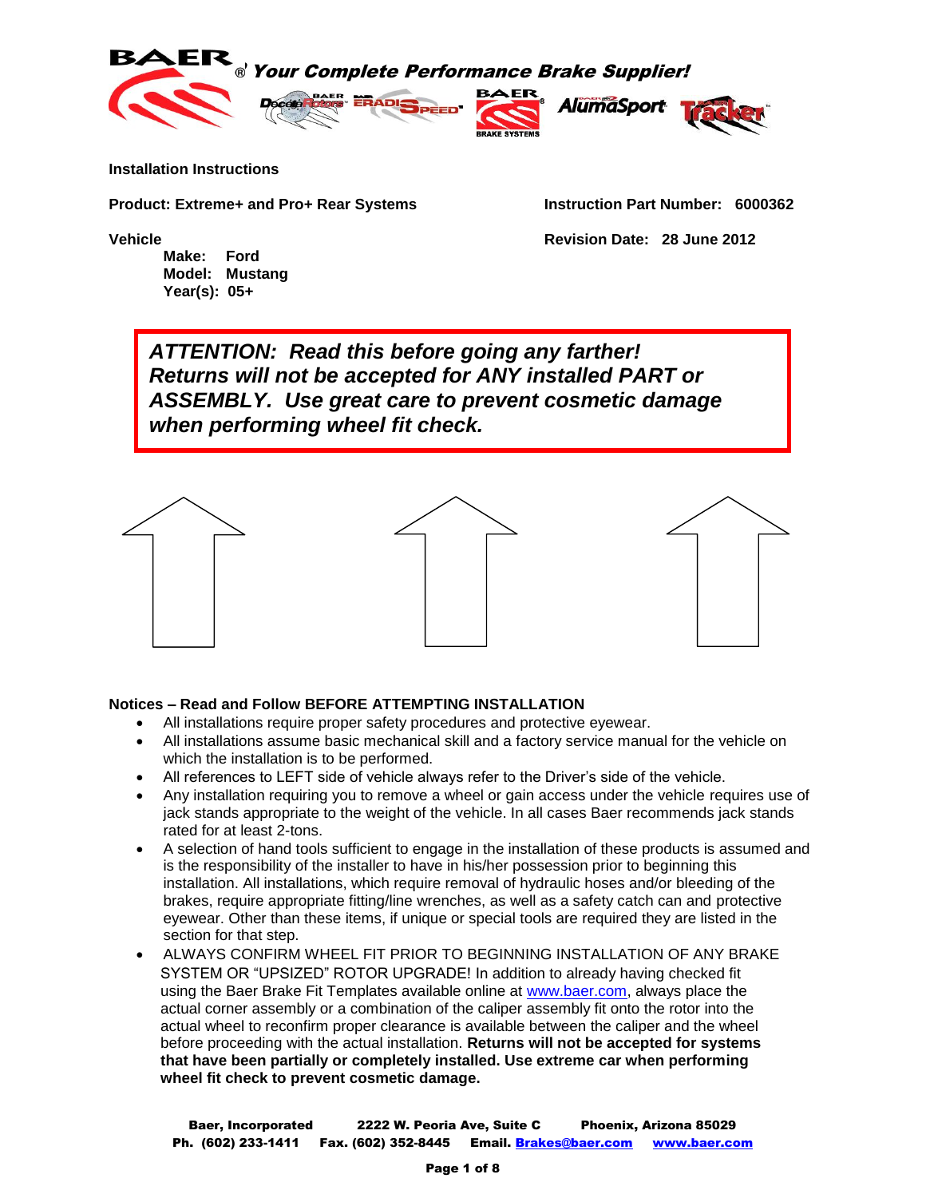**Your Complete Performance Brake Supplier!**

**Installation Instructions**

**Product: Extreme+ and Pro+ Rear Systems**

**Instruction Part Number: 6000362**

**Vehicle**

**Make: Ford**
**Model: Mustang**
**Year(s): 05+**

**Revision Date: 28 June 2012**

> ***ATTENTION: Read this before going any farther! Returns will not be accepted for ANY installed PART or ASSEMBLY. Use great care to prevent cosmetic damage when performing wheel fit check.***

**Notices – Read and Follow BEFORE ATTEMPTING INSTALLATION**

- All installations require proper safety procedures and protective eyewear.
- All installations assume basic mechanical skill and a factory service manual for the vehicle on which the installation is to be performed.
- All references to LEFT side of vehicle always refer to the Driver's side of the vehicle.
- Any installation requiring you to remove a wheel or gain access under the vehicle requires use of jack stands appropriate to the weight of the vehicle. In all cases Baer recommends jack stands rated for at least 2-tons.
- A selection of hand tools sufficient to engage in the installation of these products is assumed and is the responsibility of the installer to have in his/her possession prior to beginning this installation. All installations, which require removal of hydraulic hoses and/or bleeding of the brakes, require appropriate fitting/line wrenches, as well as a safety catch can and protective eyewear. Other than these items, if unique or special tools are required they are listed in the section for that step.
- ALWAYS CONFIRM WHEEL FIT PRIOR TO BEGINNING INSTALLATION OF ANY BRAKE SYSTEM OR "UPSIZED" ROTOR UPGRADE! In addition to already having checked fit using the Baer Brake Fit Templates available online at www.baer.com, always place the actual corner assembly or a combination of the caliper assembly fit onto the rotor into the actual wheel to reconfirm proper clearance is available between the caliper and the wheel before proceeding with the actual installation. **Returns will not be accepted for systems that have been partially or completely installed. Use extreme car when performing wheel fit check to prevent cosmetic damage.**

**Baer, Incorporated 2222 W. Peoria Ave, Suite C Phoenix, Arizona 85029**
**Ph. (602) 233-1411 Fax. (602) 352-8445 Email. Brakes@baer.com www.baer.com**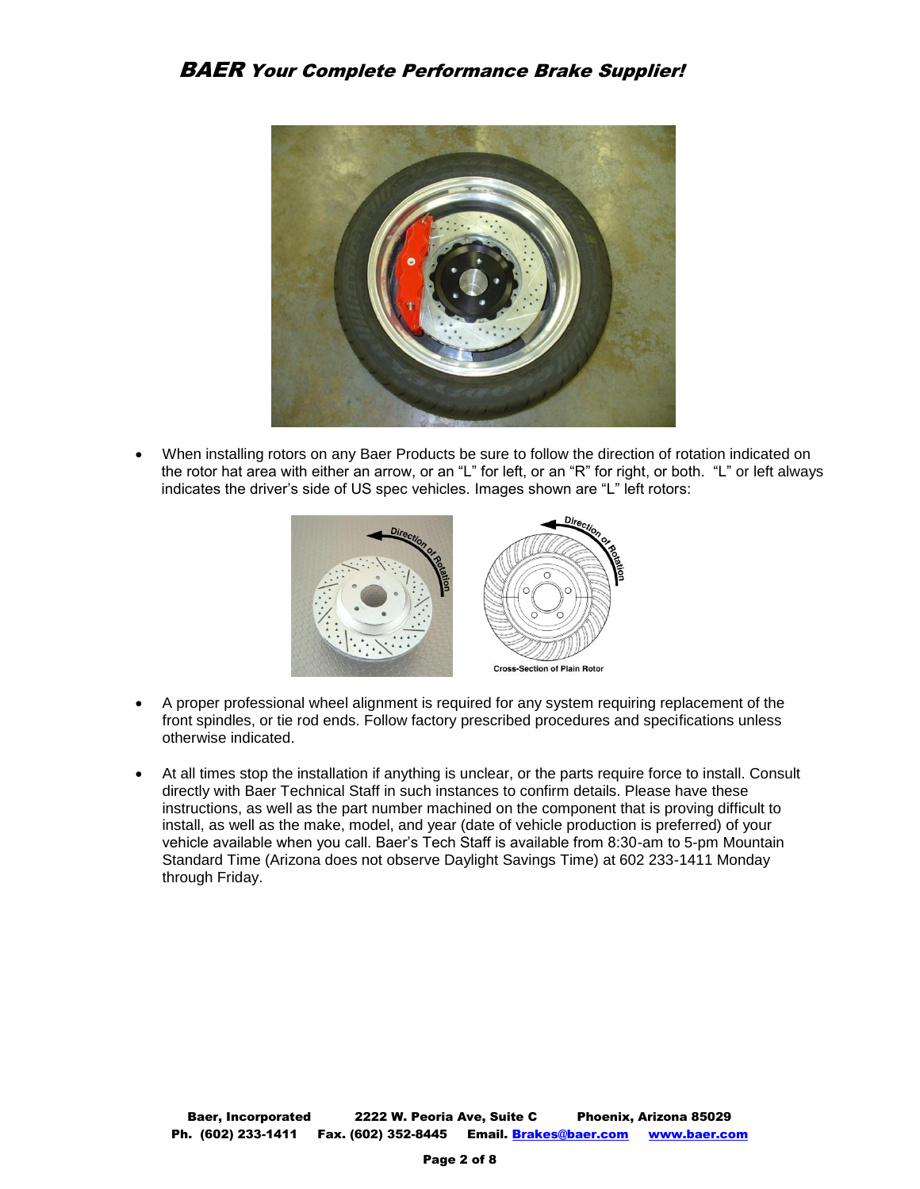- When installing rotors on any Baer Products be sure to follow the direction of rotation indicated on the rotor hat area with either an arrow, or an "L" for left, or an "R" for right, or both. "L" or left always indicates the driver's side of US spec vehicles. Images shown are "L" left rotors:

Cross-Section of Plain Rotor

- A proper professional wheel alignment is required for any system requiring replacement of the front spindles, or tie rod ends. Follow factory prescribed procedures and specifications unless otherwise indicated.

- At all times stop the installation if anything is unclear, or the parts require force to install. Consult directly with Baer Technical Staff in such instances to confirm details. Please have these instructions, as well as the part number machined on the component that is proving difficult to install, as well as the make, model, and year (date of vehicle production is preferred) of your vehicle available when you call. Baer's Tech Staff is available from 8:30-am to 5-pm Mountain Standard Time (Arizona does not observe Daylight Savings Time) at 602 233-1411 Monday through Friday.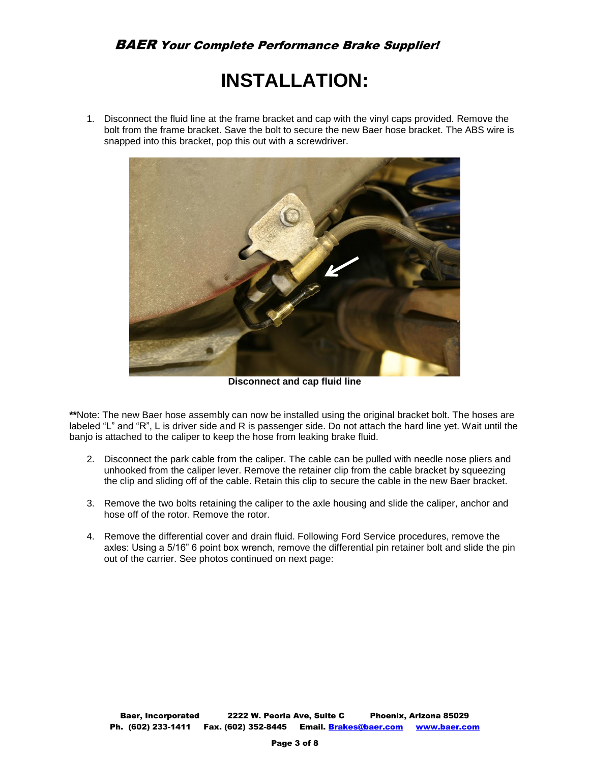# INSTALLATION:

1. Disconnect the fluid line at the frame bracket and cap with the vinyl caps provided. Remove the bolt from the frame bracket. Save the bolt to secure the new Baer hose bracket. The ABS wire is snapped into this bracket, pop this out with a screwdriver.

**Disconnect and cap fluid line**

**Note: The new Baer hose assembly can now be installed using the original bracket bolt. The hoses are labeled “L” and “R”, L is driver side and R is passenger side. Do not attach the hard line yet. Wait until the banjo is attached to the caliper to keep the hose from leaking brake fluid.

2. Disconnect the park cable from the caliper. The cable can be pulled with needle nose pliers and unhooked from the caliper lever. Remove the retainer clip from the cable bracket by squeezing the clip and sliding off of the cable. Retain this clip to secure the cable in the new Baer bracket.

3. Remove the two bolts retaining the caliper to the axle housing and slide the caliper, anchor and hose off of the rotor. Remove the rotor.

4. Remove the differential cover and drain fluid. Following Ford Service procedures, remove the axles: Using a 5/16” 6 point box wrench, remove the differential pin retainer bolt and slide the pin out of the carrier. See photos continued on next page: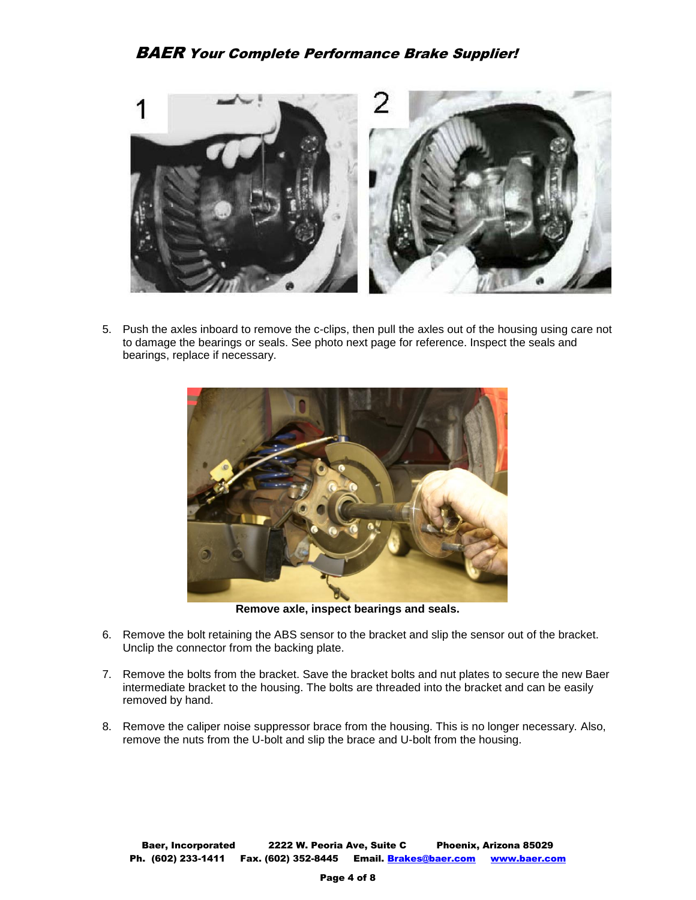5. Push the axles inboard to remove the c-clips, then pull the axles out of the housing using care not to damage the bearings or seals. See photo next page for reference. Inspect the seals and bearings, replace if necessary.

**Remove axle, inspect bearings and seals.**

6. Remove the bolt retaining the ABS sensor to the bracket and slip the sensor out of the bracket. Unclip the connector from the backing plate.

7. Remove the bolts from the bracket. Save the bracket bolts and nut plates to secure the new Baer intermediate bracket to the housing. The bolts are threaded into the bracket and can be easily removed by hand.

8. Remove the caliper noise suppressor brace from the housing. This is no longer necessary. Also, remove the nuts from the U-bolt and slip the brace and U-bolt from the housing.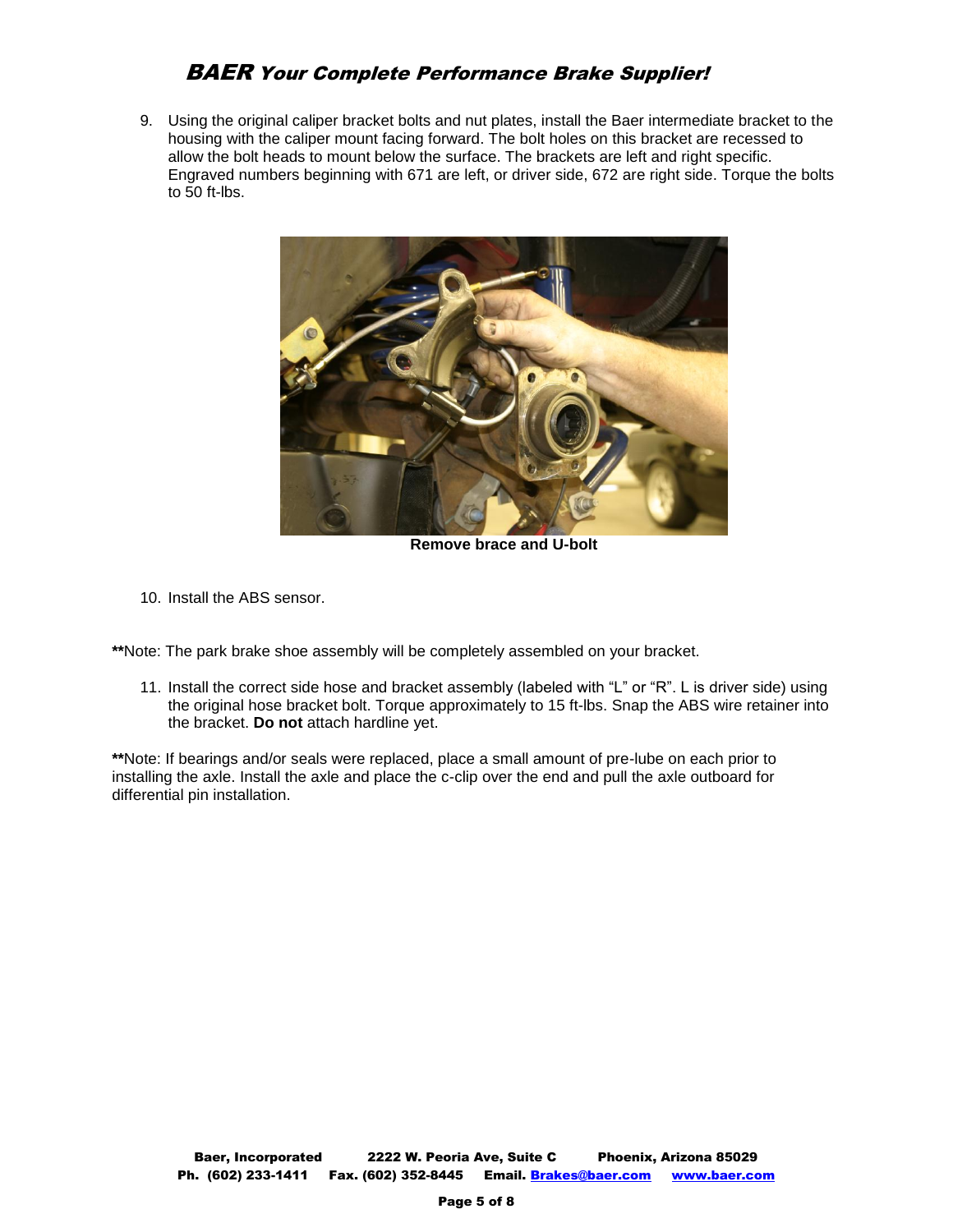9. Using the original caliper bracket bolts and nut plates, install the Baer intermediate bracket to the housing with the caliper mount facing forward. The bolt holes on this bracket are recessed to allow the bolt heads to mount below the surface. The brackets are left and right specific. Engraved numbers beginning with 671 are left, or driver side, 672 are right side. Torque the bolts to 50 ft-lbs.

**Remove brace and U-bolt**

10. Install the ABS sensor.

**\*\***Note: The park brake shoe assembly will be completely assembled on your bracket.

11. Install the correct side hose and bracket assembly (labeled with "L" or "R". L is driver side) using the original hose bracket bolt. Torque approximately to 15 ft-lbs. Snap the ABS wire retainer into the bracket. **Do not** attach hardline yet.

**\*\***Note: If bearings and/or seals were replaced, place a small amount of pre-lube on each prior to installing the axle. Install the axle and place the c-clip over the end and pull the axle outboard for differential pin installation.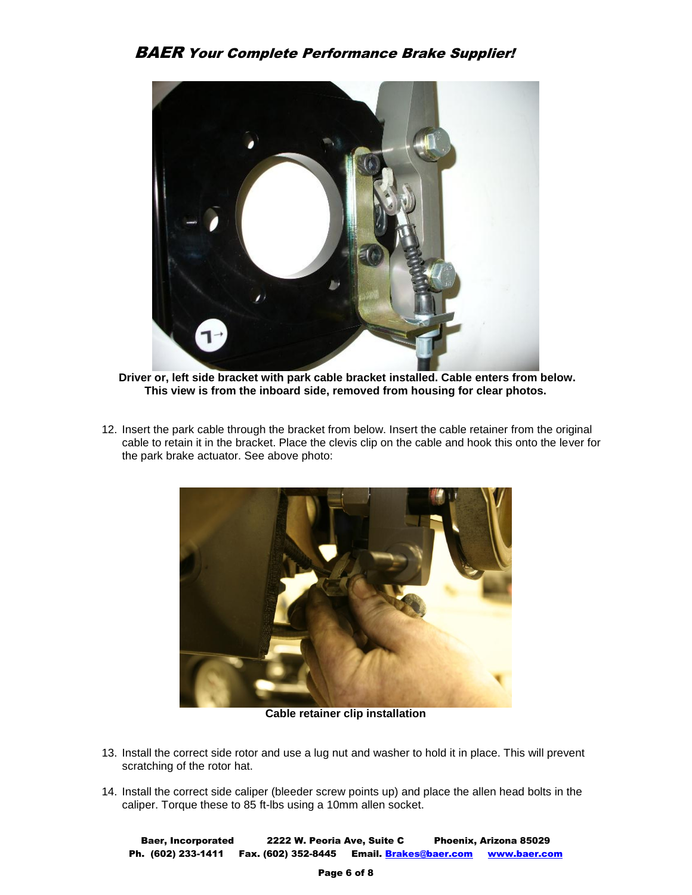Driver or, left side bracket with park cable bracket installed. Cable enters from below. This view is from the inboard side, removed from housing for clear photos.

12. Insert the park cable through the bracket from below. Insert the cable retainer from the original cable to retain it in the bracket. Place the clevis clip on the cable and hook this onto the lever for the park brake actuator. See above photo:

Cable retainer clip installation

13. Install the correct side rotor and use a lug nut and washer to hold it in place. This will prevent scratching of the rotor hat.

14. Install the correct side caliper (bleeder screw points up) and place the allen head bolts in the caliper. Torque these to 85 ft-lbs using a 10mm allen socket.

**Baer, Incorporated** **2222 W. Peoria Ave, Suite C** **Phoenix, Arizona 85029**
**Ph. (602) 233-1411** **Fax. (602) 352-8445** **Email. Brakes@baer.com** **www.baer.com**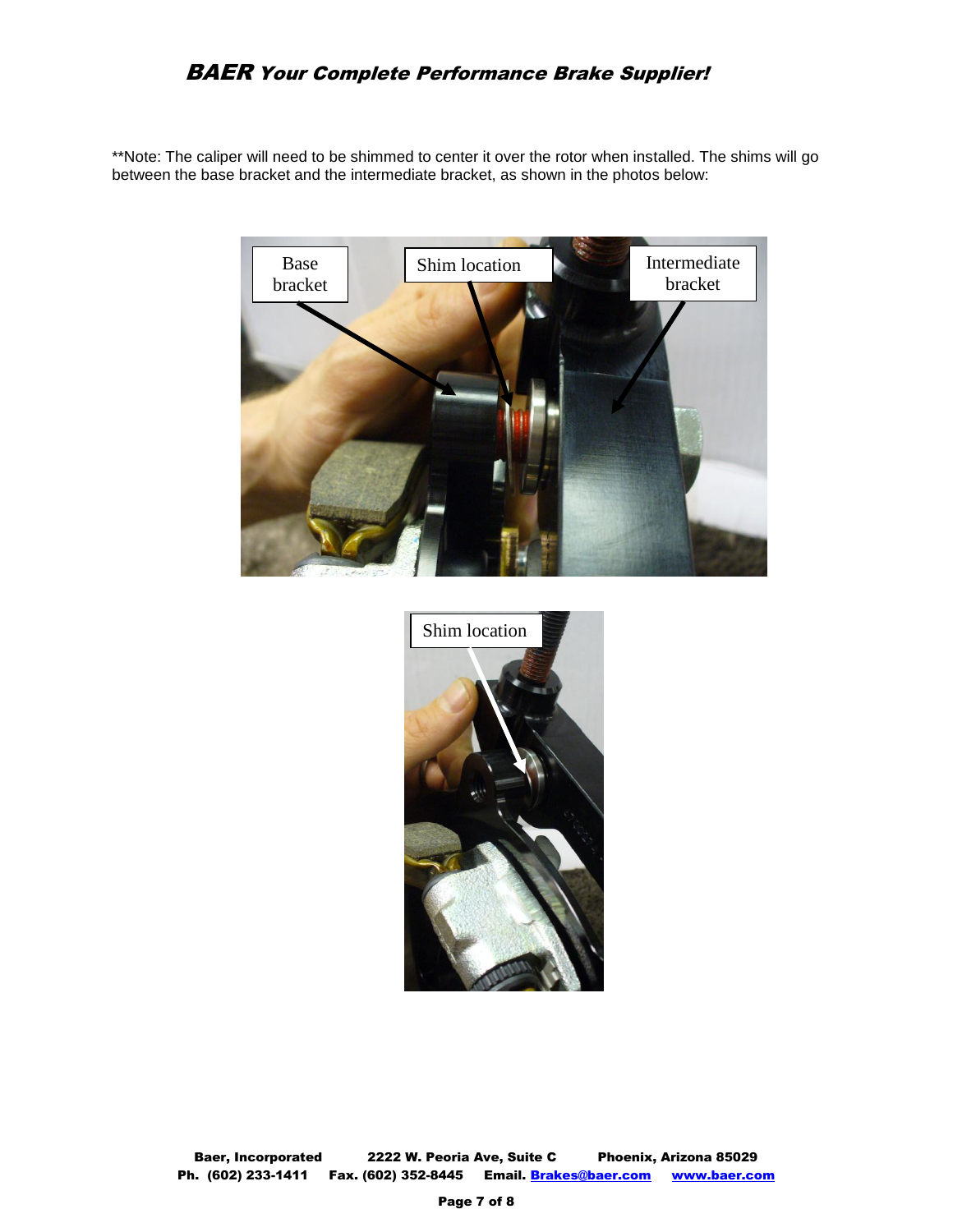**Note: The caliper will need to be shimmed to center it over the rotor when installed. The shims will go between the base bracket and the intermediate bracket, as shown in the photos below: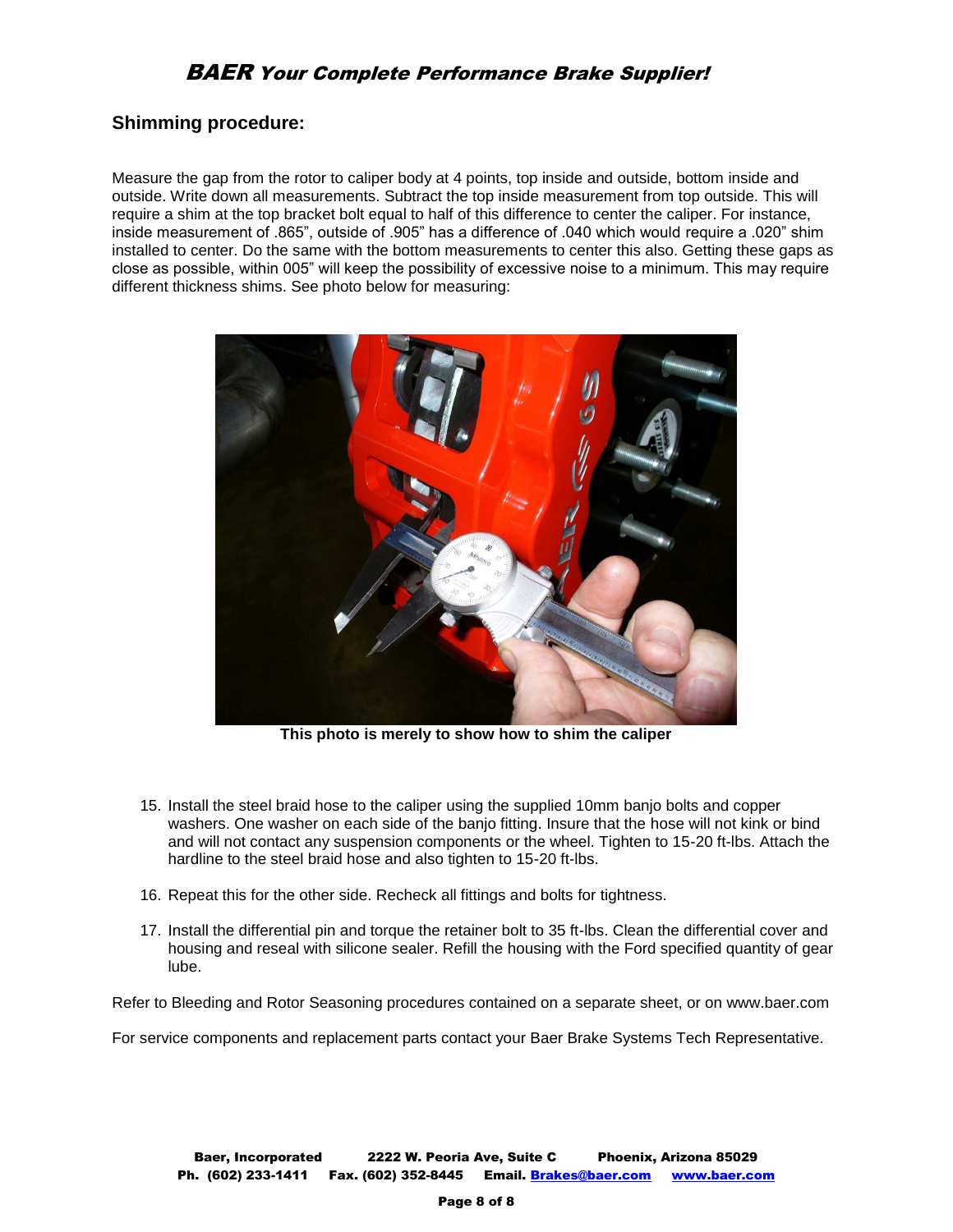## Shimming procedure:

Measure the gap from the rotor to caliper body at 4 points, top inside and outside, bottom inside and outside. Write down all measurements. Subtract the top inside measurement from top outside. This will require a shim at the top bracket bolt equal to half of this difference to center the caliper. For instance, inside measurement of .865", outside of .905" has a difference of .040 which would require a .020" shim installed to center. Do the same with the bottom measurements to center this also. Getting these gaps as close as possible, within 005" will keep the possibility of excessive noise to a minimum. This may require different thickness shims. See photo below for measuring:

**This photo is merely to show how to shim the caliper**

15. Install the steel braid hose to the caliper using the supplied 10mm banjo bolts and copper washers. One washer on each side of the banjo fitting. Insure that the hose will not kink or bind and will not contact any suspension components or the wheel. Tighten to 15-20 ft-lbs. Attach the hardline to the steel braid hose and also tighten to 15-20 ft-lbs.

16. Repeat this for the other side. Recheck all fittings and bolts for tightness.

17. Install the differential pin and torque the retainer bolt to 35 ft-lbs. Clean the differential cover and housing and reseal with silicone sealer. Refill the housing with the Ford specified quantity of gear lube.

Refer to Bleeding and Rotor Seasoning procedures contained on a separate sheet, or on www.baer.com

For service components and replacement parts contact your Baer Brake Systems Tech Representative.

**Baer, Incorporated 2222 W. Peoria Ave, Suite C Phoenix, Arizona 85029**
**Ph. (602) 233-1411 Fax. (602) 352-8445 Email. Brakes@baer.com www.baer.com**